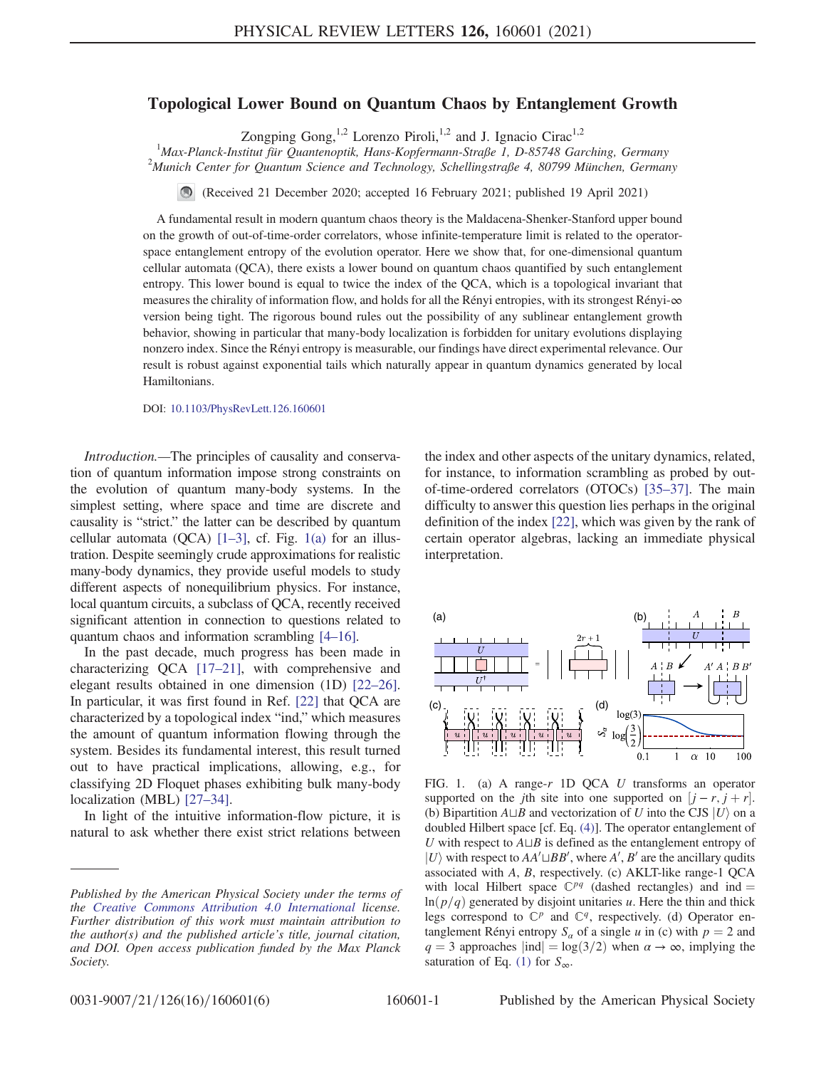# Topological Lower Bound on Quantum Chaos by Entanglement Growth

Zongping Gong,[1,2] Lorenzo Piroli,[1,2] and J. Ignacio Cirac[1,2]

[1]*Max-Planck-Institut für Quantenoptik, Hans-Kopfermann-Straße 1, D-85748 Garching, Germany*
[2]*Munich Center for Quantum Science and Technology, Schellingstraße 4, 80799 München, Germany*

(Received 21 December 2020; accepted 16 February 2021; published 19 April 2021)

A fundamental result in modern quantum chaos theory is the Maldacena-Shenker-Stanford upper bound on the growth of out-of-time-order correlators, whose infinite-temperature limit is related to the operator-space entanglement entropy of the evolution operator. Here we show that, for one-dimensional quantum cellular automata (QCA), there exists a lower bound on quantum chaos quantified by such entanglement entropy. This lower bound is equal to twice the index of the QCA, which is a topological invariant that measures the chirality of information flow, and holds for all the Rényi entropies, with its strongest Rényi-$\infty$ version being tight. The rigorous bound rules out the possibility of any sublinear entanglement growth behavior, showing in particular that many-body localization is forbidden for unitary evolutions displaying nonzero index. Since the Rényi entropy is measurable, our findings have direct experimental relevance. Our result is robust against exponential tails which naturally appear in quantum dynamics generated by local Hamiltonians.

DOI: 10.1103/PhysRevLett.126.160601

*Introduction.*—The principles of causality and conservation of quantum information impose strong constraints on the evolution of quantum many-body systems. In the simplest setting, where space and time are discrete and causality is "strict," the latter can be described by quantum cellular automata (QCA) [1–3], cf. Fig. 1(a) for an illustration. Despite seemingly crude approximations for realistic many-body dynamics, they provide useful models to study different aspects of nonequilibrium physics. For instance, local quantum circuits, a subclass of QCA, recently received significant attention in connection to questions related to quantum chaos and information scrambling [4–16].

In the past decade, much progress has been made in characterizing QCA [17–21], with comprehensive and elegant results obtained in one dimension (1D) [22–26]. In particular, it was first found in Ref. [22] that QCA are characterized by a topological index "ind," which measures the amount of quantum information flowing through the system. Besides its fundamental interest, this result turned out to have practical implications, allowing, e.g., for classifying 2D Floquet phases exhibiting bulk many-body localization (MBL) [27–34].

In light of the intuitive information-flow picture, it is natural to ask whether there exist strict relations between the index and other aspects of the unitary dynamics, related, for instance, to information scrambling as probed by out-of-time-ordered correlators (OTOCs) [35–37]. The main difficulty to answer this question lies perhaps in the original definition of the index [22], which was given by the rank of certain operator algebras, lacking an immediate physical interpretation.

FIG. 1. (a) A range-$r$ 1D QCA $U$ transforms an operator supported on the $j$th site into one supported on $[j-r, j+r]$. (b) Bipartition $A \sqcup B$ and vectorization of $U$ into the CJS $|U\rangle$ on a doubled Hilbert space [cf. Eq. (4)]. The operator entanglement of $U$ with respect to $A \sqcup B$ is defined as the entanglement entropy of $|U\rangle$ with respect to $AA' \sqcup BB'$, where $A'$, $B'$ are the ancillary qudits associated with $A$, $B$, respectively. (c) AKLT-like range-1 QCA with local Hilbert space $\mathbb{C}^{pq}$ (dashed rectangles) and ind $= \ln(p/q)$ generated by disjoint unitaries $u$. Here the thin and thick legs correspond to $\mathbb{C}^p$ and $\mathbb{C}^q$, respectively. (d) Operator entanglement Rényi entropy $S_\alpha$ of a single $u$ in (c) with $p = 2$ and $q = 3$ approaches $|\text{ind}| = \log(3/2)$ when $\alpha \to \infty$, implying the saturation of Eq. (1) for $S_\infty$.

---

Published by the American Physical Society under the terms of the Creative Commons Attribution 4.0 International license. Further distribution of this work must maintain attribution to the author(s) and the published article's title, journal citation, and DOI. Open access publication funded by the Max Planck Society.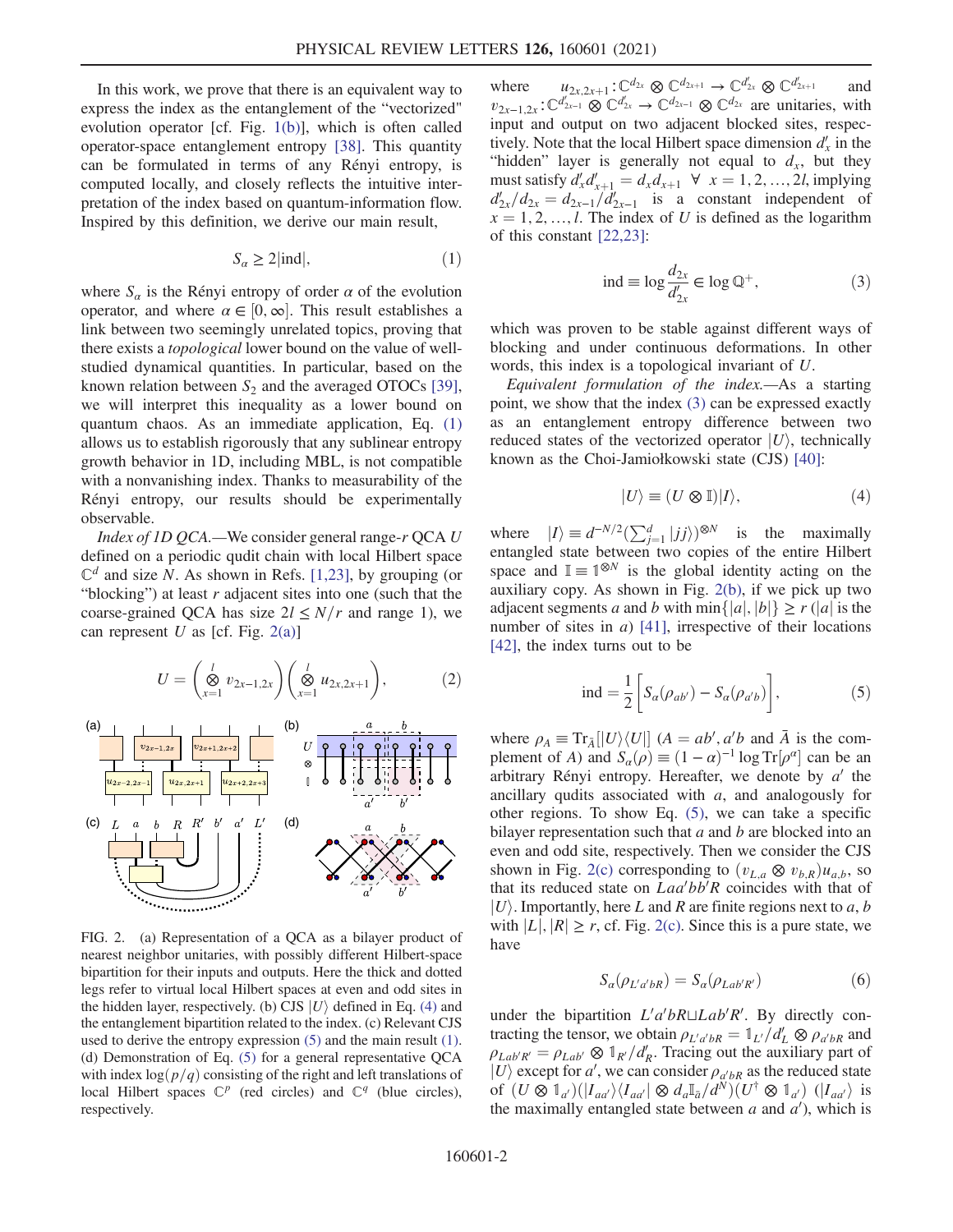In this work, we prove that there is an equivalent way to express the index as the entanglement of the "vectorized" evolution operator [cf. Fig. 1(b)], which is often called operator-space entanglement entropy [38]. This quantity can be formulated in terms of any Rényi entropy, is computed locally, and closely reflects the intuitive interpretation of the index based on quantum-information flow. Inspired by this definition, we derive our main result,

$$S_\alpha \geq 2|\mathrm{ind}|, \tag{1}$$

where $S_\alpha$ is the Rényi entropy of order $\alpha$ of the evolution operator, and where $\alpha \in [0, \infty]$. This result establishes a link between two seemingly unrelated topics, proving that there exists a *topological* lower bound on the value of well-studied dynamical quantities. In particular, based on the known relation between $S_2$ and the averaged OTOCs [39], we will interpret this inequality as a lower bound on quantum chaos. As an immediate application, Eq. (1) allows us to establish rigorously that any sublinear entropy growth behavior in 1D, including MBL, is not compatible with a nonvanishing index. Thanks to measurability of the Rényi entropy, our results should be experimentally observable.

*Index of 1D QCA.*—We consider general range-$r$ QCA $U$ defined on a periodic qudit chain with local Hilbert space $\mathbb{C}^d$ and size $N$. As shown in Refs. [1,23], by grouping (or "blocking") at least $r$ adjacent sites into one (such that the coarse-grained QCA has size $2l \leq N/r$ and range 1), we can represent $U$ as [cf. Fig. 2(a)]

$$U = \left(\bigotimes_{x=1}^{l} v_{2x-1,2x}\right)\left(\bigotimes_{x=1}^{l} u_{2x,2x+1}\right), \tag{2}$$

FIG. 2. (a) Representation of a QCA as a bilayer product of nearest neighbor unitaries, with possibly different Hilbert-space bipartition for their inputs and outputs. Here the thick and dotted legs refer to virtual local Hilbert spaces at even and odd sites in the hidden layer, respectively. (b) CJS $|U\rangle$ defined in Eq. (4) and the entanglement bipartition related to the index. (c) Relevant CJS used to derive the entropy expression (5) and the main result (1). (d) Demonstration of Eq. (5) for a general representative QCA with index $\log(p/q)$ consisting of the right and left translations of local Hilbert spaces $\mathbb{C}^p$ (red circles) and $\mathbb{C}^q$ (blue circles), respectively.

where $u_{2x,2x+1}: \mathbb{C}^{d_{2x}} \otimes \mathbb{C}^{d_{2x+1}} \to \mathbb{C}^{d'_{2x}} \otimes \mathbb{C}^{d'_{2x+1}}$ and $v_{2x-1,2x}: \mathbb{C}^{d'_{2x-1}} \otimes \mathbb{C}^{d'_{2x}} \to \mathbb{C}^{d_{2x-1}} \otimes \mathbb{C}^{d_{2x}}$ are unitaries, with input and output on two adjacent blocked sites, respectively. Note that the local Hilbert space dimension $d'_x$ in the "hidden" layer is generally not equal to $d_x$, but they must satisfy $d'_x d'_{x+1} = d_x d_{x+1}\ \forall\ x = 1, 2, \ldots, 2l$, implying $d'_{2x}/d_{2x} = d_{2x-1}/d'_{2x-1}$ is a constant independent of $x = 1, 2, \ldots, l$. The index of $U$ is defined as the logarithm of this constant [22,23]:

$$\mathrm{ind} \equiv \log \frac{d_{2x}}{d'_{2x}} \in \log \mathbb{Q}^+, \tag{3}$$

which was proven to be stable against different ways of blocking and under continuous deformations. In other words, this index is a topological invariant of $U$.

*Equivalent formulation of the index.*—As a starting point, we show that the index (3) can be expressed exactly as an entanglement entropy difference between two reduced states of the vectorized operator $|U\rangle$, technically known as the Choi-Jamiołkowski state (CJS) [40]:

$$|U\rangle \equiv (U \otimes \mathbb{I})|I\rangle, \tag{4}$$

where $|I\rangle \equiv d^{-N/2}(\sum_{j=1}^{d} |jj\rangle)^{\otimes N}$ is the maximally entangled state between two copies of the entire Hilbert space and $\mathbb{I} \equiv \mathbb{1}^{\otimes N}$ is the global identity acting on the auxiliary copy. As shown in Fig. 2(b), if we pick up two adjacent segments $a$ and $b$ with $\min\{|a|, |b|\} \geq r$ ($|a|$ is the number of sites in $a$) [41], irrespective of their locations [42], the index turns out to be

$$\mathrm{ind} = \frac{1}{2}\left[S_\alpha(\rho_{ab'}) - S_\alpha(\rho_{a'b})\right], \tag{5}$$

where $\rho_A \equiv \mathrm{Tr}_{\bar{A}}[|U\rangle\langle U|]$ ($A = ab', a'b$ and $\bar{A}$ is the complement of $A$) and $S_\alpha(\rho) \equiv (1-\alpha)^{-1} \log \mathrm{Tr}[\rho^\alpha]$ can be an arbitrary Rényi entropy. Hereafter, we denote by $a'$ the ancillary qudits associated with $a$, and analogously for other regions. To show Eq. (5), we can take a specific bilayer representation such that $a$ and $b$ are blocked into an even and odd site, respectively. Then we consider the CJS shown in Fig. 2(c) corresponding to $(v_{L,a} \otimes v_{b,R})u_{a,b}$, so that its reduced state on $Laa'bb'R$ coincides with that of $|U\rangle$. Importantly, here $L$ and $R$ are finite regions next to $a$, $b$ with $|L|, |R| \geq r$, cf. Fig. 2(c). Since this is a pure state, we have

$$S_\alpha(\rho_{L'a'bR}) = S_\alpha(\rho_{Lab'R'}) \tag{6}$$

under the bipartition $L'a'bR \sqcup Lab'R'$. By directly contracting the tensor, we obtain $\rho_{L'a'bR} = \mathbb{1}_{L'}/d'_L \otimes \rho_{a'bR}$ and $\rho_{Lab'R'} = \rho_{Lab'} \otimes \mathbb{1}_{R'}/d'_R$. Tracing out the auxiliary part of $|U\rangle$ except for $a'$, we can consider $\rho_{a'bR}$ as the reduced state of $(U \otimes \mathbb{1}_{a'})(|I_{aa'}\rangle\langle I_{aa'}| \otimes d_a \mathbb{I}_{\bar{a}}/d^N)(U^\dagger \otimes \mathbb{1}_{a'})$ ($|I_{aa'}\rangle$ is the maximally entangled state between $a$ and $a'$), which is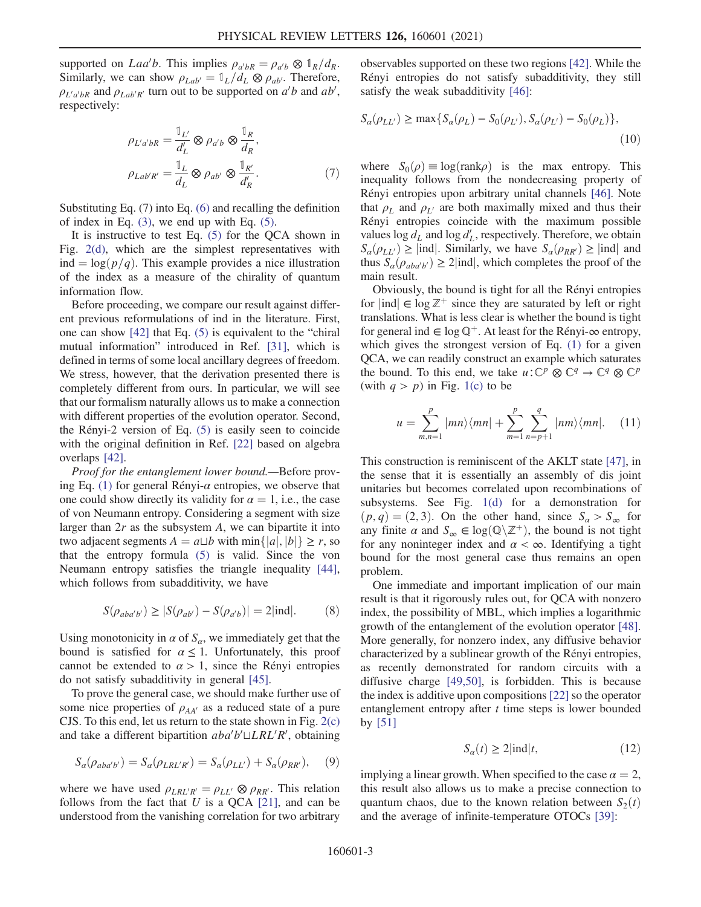supported on $Laa'b$. This implies $\rho_{a'bR} = \rho_{a'b} \otimes \mathbb{1}_R/d_R$. Similarly, we can show $\rho_{Lab'} = \mathbb{1}_L/d_L \otimes \rho_{ab'}$. Therefore, $\rho_{L'a'bR}$ and $\rho_{Lab'R'}$ turn out to be supported on $a'b$ and $ab'$, respectively:

$$\rho_{L'a'bR} = \frac{\mathbb{1}_{L'}}{d'_L} \otimes \rho_{a'b} \otimes \frac{\mathbb{1}_R}{d_R},$$
$$\rho_{Lab'R'} = \frac{\mathbb{1}_L}{d_L} \otimes \rho_{ab'} \otimes \frac{\mathbb{1}_{R'}}{d'_R}. \quad (7)$$

Substituting Eq. (7) into Eq. (6) and recalling the definition of index in Eq. (3), we end up with Eq. (5).

It is instructive to test Eq. (5) for the QCA shown in Fig. 2(d), which are the simplest representatives with $\text{ind} = \log(p/q)$. This example provides a nice illustration of the index as a measure of the chirality of quantum information flow.

Before proceeding, we compare our result against different previous reformulations of ind in the literature. First, one can show [42] that Eq. (5) is equivalent to the "chiral mutual information" introduced in Ref. [31], which is defined in terms of some local ancillary degrees of freedom. We stress, however, that the derivation presented there is completely different from ours. In particular, we will see that our formalism naturally allows us to make a connection with different properties of the evolution operator. Second, the Rényi-2 version of Eq. (5) is easily seen to coincide with the original definition in Ref. [22] based on algebra overlaps [42].

*Proof for the entanglement lower bound.*—Before proving Eq. (1) for general Rényi-$\alpha$ entropies, we observe that one could show directly its validity for $\alpha = 1$, i.e., the case of von Neumann entropy. Considering a segment with size larger than $2r$ as the subsystem $A$, we can bipartite it into two adjacent segments $A = a \sqcup b$ with $\min\{|a|, |b|\} \geq r$, so that the entropy formula (5) is valid. Since the von Neumann entropy satisfies the triangle inequality [44], which follows from subadditivity, we have

$$S(\rho_{aba'b'}) \geq |S(\rho_{ab'}) - S(\rho_{a'b})| = 2|\text{ind}|. \quad (8)$$

Using monotonicity in $\alpha$ of $S_\alpha$, we immediately get that the bound is satisfied for $\alpha \leq 1$. Unfortunately, this proof cannot be extended to $\alpha > 1$, since the Rényi entropies do not satisfy subadditivity in general [45].

To prove the general case, we should make further use of some nice properties of $\rho_{AA'}$ as a reduced state of a pure CJS. To this end, let us return to the state shown in Fig. 2(c) and take a different bipartition $aba'b' \sqcup LRL'R'$, obtaining

$$S_\alpha(\rho_{aba'b'}) = S_\alpha(\rho_{LRL'R'}) = S_\alpha(\rho_{LL'}) + S_\alpha(\rho_{RR'}), \quad (9)$$

where we have used $\rho_{LRL'R'} = \rho_{LL'} \otimes \rho_{RR'}$. This relation follows from the fact that $U$ is a QCA [21], and can be understood from the vanishing correlation for two arbitrary observables supported on these two regions [42]. While the Rényi entropies do not satisfy subadditivity, they still satisfy the weak subadditivity [46]:

$$S_\alpha(\rho_{LL'}) \geq \max\{S_\alpha(\rho_L) - S_0(\rho_{L'}), S_\alpha(\rho_{L'}) - S_0(\rho_L)\}, \quad (10)$$

where $S_0(\rho) \equiv \log(\text{rank}\rho)$ is the max entropy. This inequality follows from the nondecreasing property of Rényi entropies upon arbitrary unital channels [46]. Note that $\rho_L$ and $\rho_{L'}$ are both maximally mixed and thus their Rényi entropies coincide with the maximum possible values $\log d_L$ and $\log d'_L$, respectively. Therefore, we obtain $S_\alpha(\rho_{LL'}) \geq |\text{ind}|$. Similarly, we have $S_\alpha(\rho_{RR'}) \geq |\text{ind}|$ and thus $S_\alpha(\rho_{aba'b'}) \geq 2|\text{ind}|$, which completes the proof of the main result.

Obviously, the bound is tight for all the Rényi entropies for $|\text{ind}| \in \log \mathbb{Z}^+$ since they are saturated by left or right translations. What is less clear is whether the bound is tight for general $\text{ind} \in \log \mathbb{Q}^+$. At least for the Rényi-$\infty$ entropy, which gives the strongest version of Eq. (1) for a given QCA, we can readily construct an example which saturates the bound. To this end, we take $u: \mathbb{C}^p \otimes \mathbb{C}^q \to \mathbb{C}^q \otimes \mathbb{C}^p$ (with $q > p$) in Fig. 1(c) to be

$$u = \sum_{m,n=1}^{p} |mn\rangle\langle mn| + \sum_{m=1}^{p} \sum_{n=p+1}^{q} |nm\rangle\langle mn|. \quad (11)$$

This construction is reminiscent of the AKLT state [47], in the sense that it is essentially an assembly of dis joint unitaries but becomes correlated upon recombinations of subsystems. See Fig. 1(d) for a demonstration for $(p,q) = (2,3)$. On the other hand, since $S_\alpha > S_\infty$ for any finite $\alpha$ and $S_\infty \in \log(\mathbb{Q} \backslash \mathbb{Z}^+)$, the bound is not tight for any noninteger index and $\alpha < \infty$. Identifying a tight bound for the most general case thus remains an open problem.

One immediate and important implication of our main result is that it rigorously rules out, for QCA with nonzero index, the possibility of MBL, which implies a logarithmic growth of the entanglement of the evolution operator [48]. More generally, for nonzero index, any diffusive behavior characterized by a sublinear growth of the Rényi entropies, as recently demonstrated for random circuits with a diffusive charge [49,50], is forbidden. This is because the index is additive upon compositions [22] so the operator entanglement entropy after $t$ time steps is lower bounded by [51]

$$S_\alpha(t) \geq 2|\text{ind}|t, \quad (12)$$

implying a linear growth. When specified to the case $\alpha = 2$, this result also allows us to make a precise connection to quantum chaos, due to the known relation between $S_2(t)$ and the average of infinite-temperature OTOCs [39]: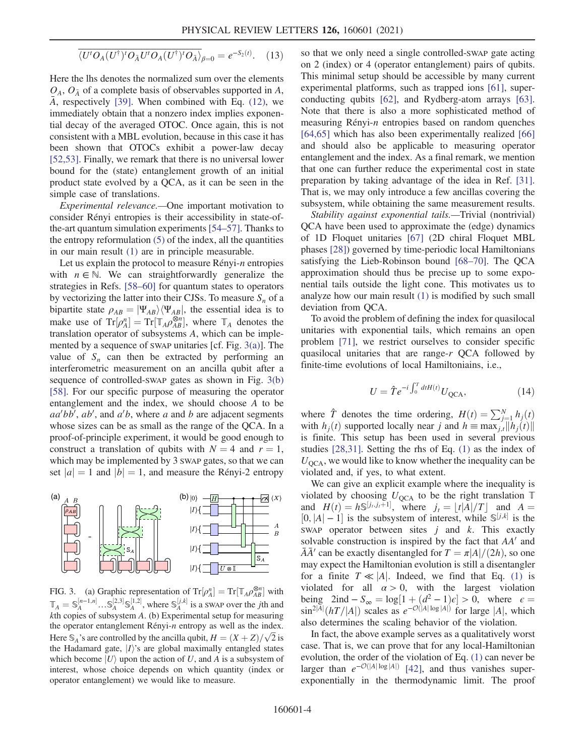$$\overline{\langle U^t O_A (U^\dagger)^t O_{\bar{A}} U^t O_A (U^\dagger)^t O_{\bar{A}} \rangle}_{\beta=0} = e^{-S_2(t)}. \quad (13)$$

Here the lhs denotes the normalized sum over the elements $O_A$, $O_{\bar{A}}$ of a complete basis of observables supported in $A$, $\bar{A}$, respectively [39]. When combined with Eq. (12), we immediately obtain that a nonzero index implies exponential decay of the averaged OTOC. Once again, this is not consistent with a MBL evolution, because in this case it has been shown that OTOCs exhibit a power-law decay [52,53]. Finally, we remark that there is no universal lower bound for the (state) entanglement growth of an initial product state evolved by a QCA, as it can be seen in the simple case of translations.

*Experimental relevance.*—One important motivation to consider Rényi entropies is their accessibility in state-of-the-art quantum simulation experiments [54–57]. Thanks to the entropy reformulation (5) of the index, all the quantities in our main result (1) are in principle measurable.

Let us explain the protocol to measure Rényi-$n$ entropies with $n \in \mathbb{N}$. We can straightforwardly generalize the strategies in Refs. [58–60] for quantum states to operators by vectorizing the latter into their CJSs. To measure $S_n$ of a bipartite state $\rho_{AB} = |\Psi_{AB}\rangle\langle\Psi_{AB}|$, the essential idea is to make use of $\mathrm{Tr}[\rho_A^n] = \mathrm{Tr}[\mathbb{T}_A \rho_{AB}^{\otimes n}]$, where $\mathbb{T}_A$ denotes the translation operator of subsystems $A$, which can be implemented by a sequence of SWAP unitaries [cf. Fig. 3(a)]. The value of $S_n$ can then be extracted by performing an interferometric measurement on an ancilla qubit after a sequence of controlled-SWAP gates as shown in Fig. 3(b) [58]. For our specific purpose of measuring the operator entanglement and the index, we should choose $A$ to be $aa'bb'$, $ab'$, and $a'b$, where $a$ and $b$ are adjacent segments whose sizes can be as small as the range of the QCA. In a proof-of-principle experiment, it would be good enough to construct a translation of qubits with $N = 4$ and $r = 1$, which may be implemented by 3 SWAP gates, so that we can set $|a| = 1$ and $|b| = 1$, and measure the Rényi-2 entropy

FIG. 3. (a) Graphic representation of $\mathrm{Tr}[\rho_A^n] = \mathrm{Tr}[\mathbb{T}_A \rho_{AB}^{\otimes n}]$ with $\mathbb{T}_A = \mathbb{S}_A^{[n-1,n]} \ldots \mathbb{S}_A^{[2,3]} \mathbb{S}_A^{[1,2]}$, where $\mathbb{S}_A^{[j,k]}$ is a SWAP over the $j$th and $k$th copies of subsystem $A$. (b) Experimental setup for measuring the operator entanglement Rényi-$n$ entropy as well as the index. Here $\mathbb{S}_A$'s are controlled by the ancilla qubit, $H = (X + Z)/\sqrt{2}$ is the Hadamard gate, $|I\rangle$'s are global maximally entangled states which become $|U\rangle$ upon the action of $U$, and $A$ is a subsystem of interest, whose choice depends on which quantity (index or operator entanglement) we would like to measure.

so that we only need a single controlled-SWAP gate acting on 2 (index) or 4 (operator entanglement) pairs of qubits. This minimal setup should be accessible by many current experimental platforms, such as trapped ions [61], superconducting qubits [62], and Rydberg-atom arrays [63]. Note that there is also a more sophisticated method of measuring Rényi-$n$ entropies based on random quenches [64,65] which has also been experimentally realized [66] and should also be applicable to measuring operator entanglement and the index. As a final remark, we mention that one can further reduce the experimental cost in state preparation by taking advantage of the idea in Ref. [31]. That is, we may only introduce a few ancillas covering the subsystem, while obtaining the same measurement results.

*Stability against exponential tails.*—Trivial (nontrivial) QCA have been used to approximate the (edge) dynamics of 1D Floquet unitaries [67] (2D chiral Floquet MBL phases [28]) governed by time-periodic local Hamiltonians satisfying the Lieb-Robinson bound [68–70]. The QCA approximation should thus be precise up to some exponential tails outside the light cone. This motivates us to analyze how our main result (1) is modified by such small deviation from QCA.

To avoid the problem of defining the index for quasilocal unitaries with exponential tails, which remains an open problem [71], we restrict ourselves to consider specific quasilocal unitaries that are range-$r$ QCA followed by finite-time evolutions of local Hamiltoniains, i.e.,

$$U = \hat{T} e^{-i \int_0^T dt H(t)} U_{\mathrm{QCA}}, \quad (14)$$

where $\hat{T}$ denotes the time ordering, $H(t) = \sum_{j=1}^N h_j(t)$ with $h_j(t)$ supported locally near $j$ and $h \equiv \max_{j,t} \|h_j(t)\|$ is finite. This setup has been used in several previous studies [28,31]. Setting the rhs of Eq. (1) as the index of $U_{\mathrm{QCA}}$, we would like to know whether the inequality can be violated and, if yes, to what extent.

We can give an explicit example where the inequality is violated by choosing $U_{\mathrm{QCA}}$ to be the right translation $\mathbb{T}$ and $H(t) = h\mathbb{S}^{[j_t, j_t+1]}$, where $j_t = \lfloor t|A|/T \rfloor$ and $A = [0, |A| - 1]$ is the subsystem of interest, while $\mathbb{S}^{[j,k]}$ is the SWAP operator between sites $j$ and $k$. This exactly solvable construction is inspired by the fact that $AA'$ and $\bar{A}\bar{A}'$ can be exactly disentangled for $T = \pi|A|/(2h)$, so one may expect the Hamiltonian evolution is still a disentangler for a finite $T \ll |A|$. Indeed, we find that Eq. (1) is violated for all $\alpha > 0$, with the largest violation being $2\mathrm{ind} - S_\infty = \log[1 + (d^2 - 1)\epsilon] > 0$, where $\epsilon = \sin^{2|A|}(hT/|A|)$ scales as $e^{-\mathcal{O}(|A| \log |A|)}$ for large $|A|$, which also determines the scaling behavior of the violation.

In fact, the above example serves as a qualitatively worst case. That is, we can prove that for any local-Hamiltonian evolution, the order of the violation of Eq. (1) can never be larger than $e^{-\mathcal{O}(|A| \log |A|)}$ [42], and thus vanishes super-exponentially in the thermodynamic limit. The proof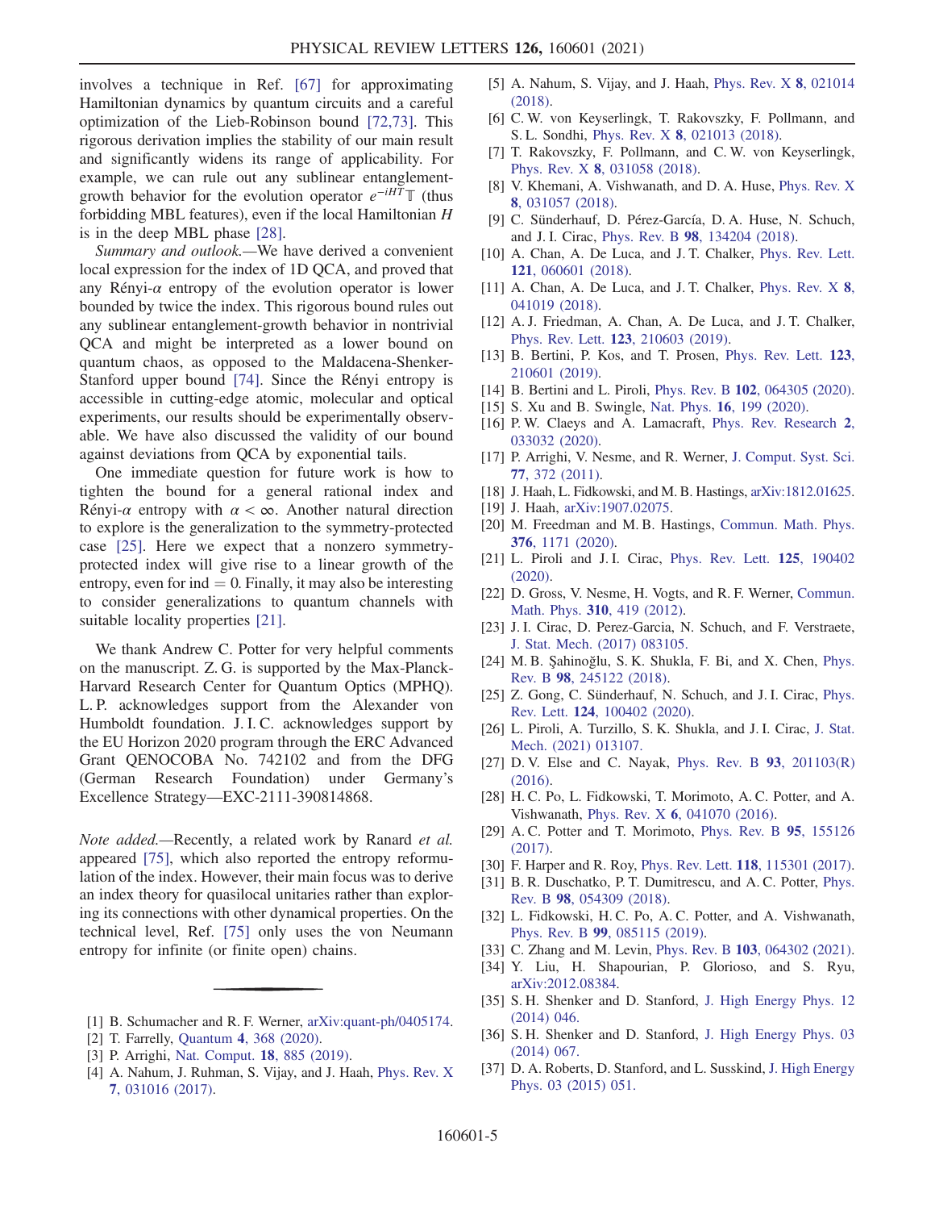involves a technique in Ref. [67] for approximating Hamiltonian dynamics by quantum circuits and a careful optimization of the Lieb-Robinson bound [72,73]. This rigorous derivation implies the stability of our main result and significantly widens its range of applicability. For example, we can rule out any sublinear entanglement-growth behavior for the evolution operator $e^{-iHT}\mathbb{T}$ (thus forbidding MBL features), even if the local Hamiltonian $H$ is in the deep MBL phase [28].

*Summary and outlook.*—We have derived a convenient local expression for the index of 1D QCA, and proved that any Rényi-$\alpha$ entropy of the evolution operator is lower bounded by twice the index. This rigorous bound rules out any sublinear entanglement-growth behavior in nontrivial QCA and might be interpreted as a lower bound on quantum chaos, as opposed to the Maldacena-Shenker-Stanford upper bound [74]. Since the Rényi entropy is accessible in cutting-edge atomic, molecular and optical experiments, our results should be experimentally observable. We have also discussed the validity of our bound against deviations from QCA by exponential tails.

One immediate question for future work is how to tighten the bound for a general rational index and Rényi-$\alpha$ entropy with $\alpha < \infty$. Another natural direction to explore is the generalization to the symmetry-protected case [25]. Here we expect that a nonzero symmetry-protected index will give rise to a linear growth of the entropy, even for ind $= 0$. Finally, it may also be interesting to consider generalizations to quantum channels with suitable locality properties [21].

We thank Andrew C. Potter for very helpful comments on the manuscript. Z. G. is supported by the Max-Planck-Harvard Research Center for Quantum Optics (MPHQ). L. P. acknowledges support from the Alexander von Humboldt foundation. J. I. C. acknowledges support by the EU Horizon 2020 program through the ERC Advanced Grant QENOCOBA No. 742102 and from the DFG (German Research Foundation) under Germany's Excellence Strategy—EXC-2111-390814868.

*Note added.*—Recently, a related work by Ranard *et al.* appeared [75], which also reported the entropy reformulation of the index. However, their main focus was to derive an index theory for quasilocal unitaries rather than exploring its connections with other dynamical properties. On the technical level, Ref. [75] only uses the von Neumann entropy for infinite (or finite open) chains.

---

[1] B. Schumacher and R. F. Werner, arXiv:quant-ph/0405174.
[2] T. Farrelly, Quantum 4, 368 (2020).
[3] P. Arrighi, Nat. Comput. 18, 885 (2019).
[4] A. Nahum, J. Ruhman, S. Vijay, and J. Haah, Phys. Rev. X 7, 031016 (2017).
[5] A. Nahum, S. Vijay, and J. Haah, Phys. Rev. X 8, 021014 (2018).
[6] C. W. von Keyserlingk, T. Rakovszky, F. Pollmann, and S. L. Sondhi, Phys. Rev. X 8, 021013 (2018).
[7] T. Rakovszky, F. Pollmann, and C. W. von Keyserlingk, Phys. Rev. X 8, 031058 (2018).
[8] V. Khemani, A. Vishwanath, and D. A. Huse, Phys. Rev. X 8, 031057 (2018).
[9] C. Sünderhauf, D. Pérez-García, D. A. Huse, N. Schuch, and J. I. Cirac, Phys. Rev. B 98, 134204 (2018).
[10] A. Chan, A. De Luca, and J. T. Chalker, Phys. Rev. Lett. 121, 060601 (2018).
[11] A. Chan, A. De Luca, and J. T. Chalker, Phys. Rev. X 8, 041019 (2018).
[12] A. J. Friedman, A. Chan, A. De Luca, and J. T. Chalker, Phys. Rev. Lett. 123, 210603 (2019).
[13] B. Bertini, P. Kos, and T. Prosen, Phys. Rev. Lett. 123, 210601 (2019).
[14] B. Bertini and L. Piroli, Phys. Rev. B 102, 064305 (2020).
[15] S. Xu and B. Swingle, Nat. Phys. 16, 199 (2020).
[16] P. W. Claeys and A. Lamacraft, Phys. Rev. Research 2, 033032 (2020).
[17] P. Arrighi, V. Nesme, and R. Werner, J. Comput. Syst. Sci. 77, 372 (2011).
[18] J. Haah, L. Fidkowski, and M. B. Hastings, arXiv:1812.01625.
[19] J. Haah, arXiv:1907.02075.
[20] M. Freedman and M. B. Hastings, Commun. Math. Phys. 376, 1171 (2020).
[21] L. Piroli and J. I. Cirac, Phys. Rev. Lett. 125, 190402 (2020).
[22] D. Gross, V. Nesme, H. Vogts, and R. F. Werner, Commun. Math. Phys. 310, 419 (2012).
[23] J. I. Cirac, D. Perez-Garcia, N. Schuch, and F. Verstraete, J. Stat. Mech. (2017) 083105.
[24] M. B. Şahinoğlu, S. K. Shukla, F. Bi, and X. Chen, Phys. Rev. B 98, 245122 (2018).
[25] Z. Gong, C. Sünderhauf, N. Schuch, and J. I. Cirac, Phys. Rev. Lett. 124, 100402 (2020).
[26] L. Piroli, A. Turzillo, S. K. Shukla, and J. I. Cirac, J. Stat. Mech. (2021) 013107.
[27] D. V. Else and C. Nayak, Phys. Rev. B 93, 201103(R) (2016).
[28] H. C. Po, L. Fidkowski, T. Morimoto, A. C. Potter, and A. Vishwanath, Phys. Rev. X 6, 041070 (2016).
[29] A. C. Potter and T. Morimoto, Phys. Rev. B 95, 155126 (2017).
[30] F. Harper and R. Roy, Phys. Rev. Lett. 118, 115301 (2017).
[31] B. R. Duschatko, P. T. Dumitrescu, and A. C. Potter, Phys. Rev. B 98, 054309 (2018).
[32] L. Fidkowski, H. C. Po, A. C. Potter, and A. Vishwanath, Phys. Rev. B 99, 085115 (2019).
[33] C. Zhang and M. Levin, Phys. Rev. B 103, 064302 (2021).
[34] Y. Liu, H. Shapourian, P. Glorioso, and S. Ryu, arXiv:2012.08384.
[35] S. H. Shenker and D. Stanford, J. High Energy Phys. 12 (2014) 046.
[36] S. H. Shenker and D. Stanford, J. High Energy Phys. 03 (2014) 067.
[37] D. A. Roberts, D. Stanford, and L. Susskind, J. High Energy Phys. 03 (2015) 051.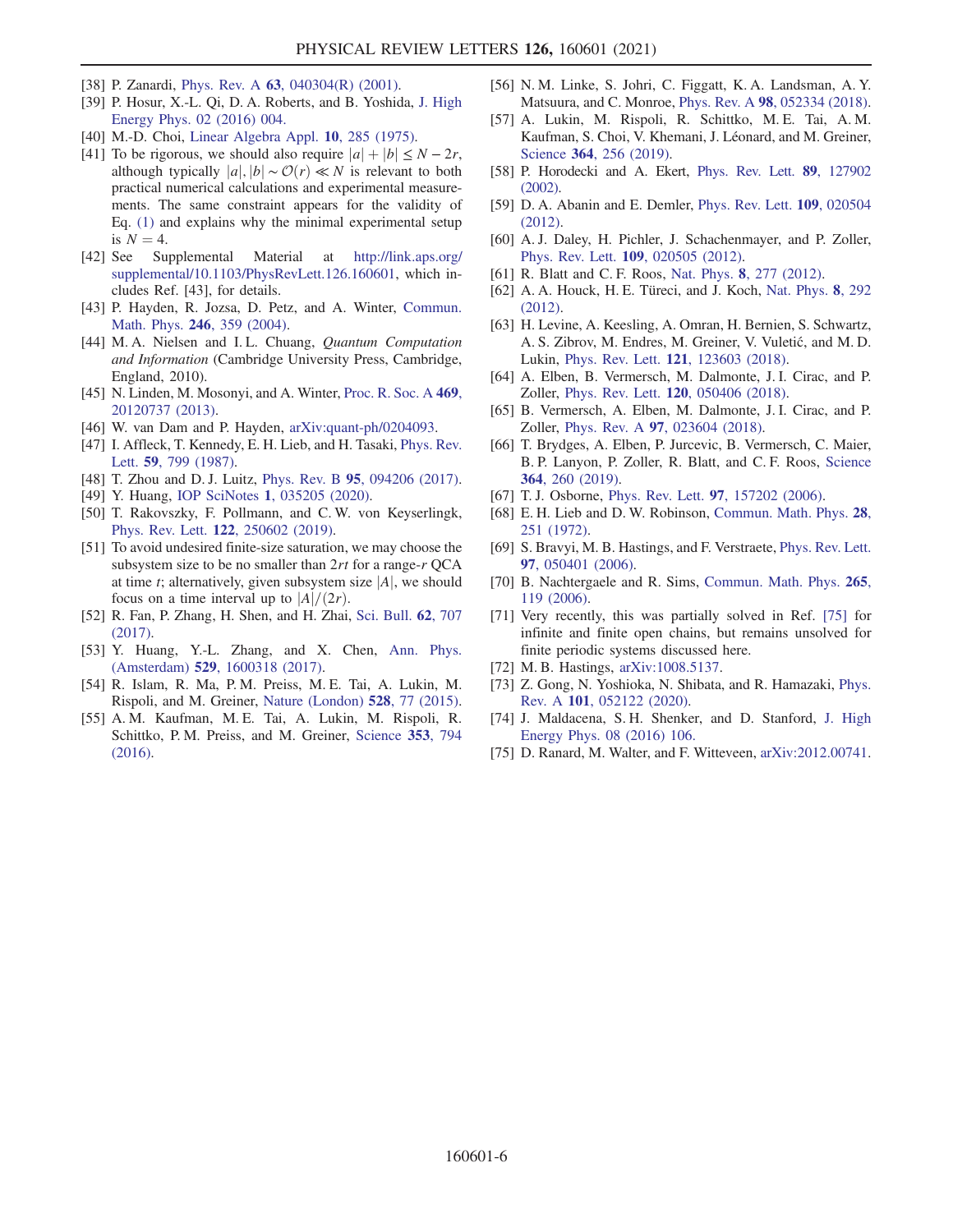[38] P. Zanardi, Phys. Rev. A **63**, 040304(R) (2001).

[39] P. Hosur, X.-L. Qi, D. A. Roberts, and B. Yoshida, J. High Energy Phys. 02 (2016) 004.

[40] M.-D. Choi, Linear Algebra Appl. **10**, 285 (1975).

[41] To be rigorous, we should also require $|a| + |b| \leq N - 2r$, although typically $|a|, |b| \sim \mathcal{O}(r) \ll N$ is relevant to both practical numerical calculations and experimental measurements. The same constraint appears for the validity of Eq. (1) and explains why the minimal experimental setup is $N = 4$.

[42] See Supplemental Material at http://link.aps.org/supplemental/10.1103/PhysRevLett.126.160601, which includes Ref. [43], for details.

[43] P. Hayden, R. Jozsa, D. Petz, and A. Winter, Commun. Math. Phys. **246**, 359 (2004).

[44] M. A. Nielsen and I. L. Chuang, *Quantum Computation and Information* (Cambridge University Press, Cambridge, England, 2010).

[45] N. Linden, M. Mosonyi, and A. Winter, Proc. R. Soc. A **469**, 20120737 (2013).

[46] W. van Dam and P. Hayden, arXiv:quant-ph/0204093.

[47] I. Affleck, T. Kennedy, E. H. Lieb, and H. Tasaki, Phys. Rev. Lett. **59**, 799 (1987).

[48] T. Zhou and D. J. Luitz, Phys. Rev. B **95**, 094206 (2017).

[49] Y. Huang, IOP SciNotes **1**, 035205 (2020).

[50] T. Rakovszky, F. Pollmann, and C. W. von Keyserlingk, Phys. Rev. Lett. **122**, 250602 (2019).

[51] To avoid undesired finite-size saturation, we may choose the subsystem size to be no smaller than $2rt$ for a range-$r$ QCA at time $t$; alternatively, given subsystem size $|A|$, we should focus on a time interval up to $|A|/(2r)$.

[52] R. Fan, P. Zhang, H. Shen, and H. Zhai, Sci. Bull. **62**, 707 (2017).

[53] Y. Huang, Y.-L. Zhang, and X. Chen, Ann. Phys. (Amsterdam) **529**, 1600318 (2017).

[54] R. Islam, R. Ma, P. M. Preiss, M. E. Tai, A. Lukin, M. Rispoli, and M. Greiner, Nature (London) **528**, 77 (2015).

[55] A. M. Kaufman, M. E. Tai, A. Lukin, M. Rispoli, R. Schittko, P. M. Preiss, and M. Greiner, Science **353**, 794 (2016).

[56] N. M. Linke, S. Johri, C. Figgatt, K. A. Landsman, A. Y. Matsuura, and C. Monroe, Phys. Rev. A **98**, 052334 (2018).

[57] A. Lukin, M. Rispoli, R. Schittko, M. E. Tai, A. M. Kaufman, S. Choi, V. Khemani, J. Léonard, and M. Greiner, Science **364**, 256 (2019).

[58] P. Horodecki and A. Ekert, Phys. Rev. Lett. **89**, 127902 (2002).

[59] D. A. Abanin and E. Demler, Phys. Rev. Lett. **109**, 020504 (2012).

[60] A. J. Daley, H. Pichler, J. Schachenmayer, and P. Zoller, Phys. Rev. Lett. **109**, 020505 (2012).

[61] R. Blatt and C. F. Roos, Nat. Phys. **8**, 277 (2012).

[62] A. A. Houck, H. E. Türeci, and J. Koch, Nat. Phys. **8**, 292 (2012).

[63] H. Levine, A. Keesling, A. Omran, H. Bernien, S. Schwartz, A. S. Zibrov, M. Endres, M. Greiner, V. Vuletić, and M. D. Lukin, Phys. Rev. Lett. **121**, 123603 (2018).

[64] A. Elben, B. Vermersch, M. Dalmonte, J. I. Cirac, and P. Zoller, Phys. Rev. Lett. **120**, 050406 (2018).

[65] B. Vermersch, A. Elben, M. Dalmonte, J. I. Cirac, and P. Zoller, Phys. Rev. A **97**, 023604 (2018).

[66] T. Brydges, A. Elben, P. Jurcevic, B. Vermersch, C. Maier, B. P. Lanyon, P. Zoller, R. Blatt, and C. F. Roos, Science **364**, 260 (2019).

[67] T. J. Osborne, Phys. Rev. Lett. **97**, 157202 (2006).

[68] E. H. Lieb and D. W. Robinson, Commun. Math. Phys. **28**, 251 (1972).

[69] S. Bravyi, M. B. Hastings, and F. Verstraete, Phys. Rev. Lett. **97**, 050401 (2006).

[70] B. Nachtergaele and R. Sims, Commun. Math. Phys. **265**, 119 (2006).

[71] Very recently, this was partially solved in Ref. [75] for infinite and finite open chains, but remains unsolved for finite periodic systems discussed here.

[72] M. B. Hastings, arXiv:1008.5137.

[73] Z. Gong, N. Yoshioka, N. Shibata, and R. Hamazaki, Phys. Rev. A **101**, 052122 (2020).

[74] J. Maldacena, S. H. Shenker, and D. Stanford, J. High Energy Phys. 08 (2016) 106.

[75] D. Ranard, M. Walter, and F. Witteveen, arXiv:2012.00741.